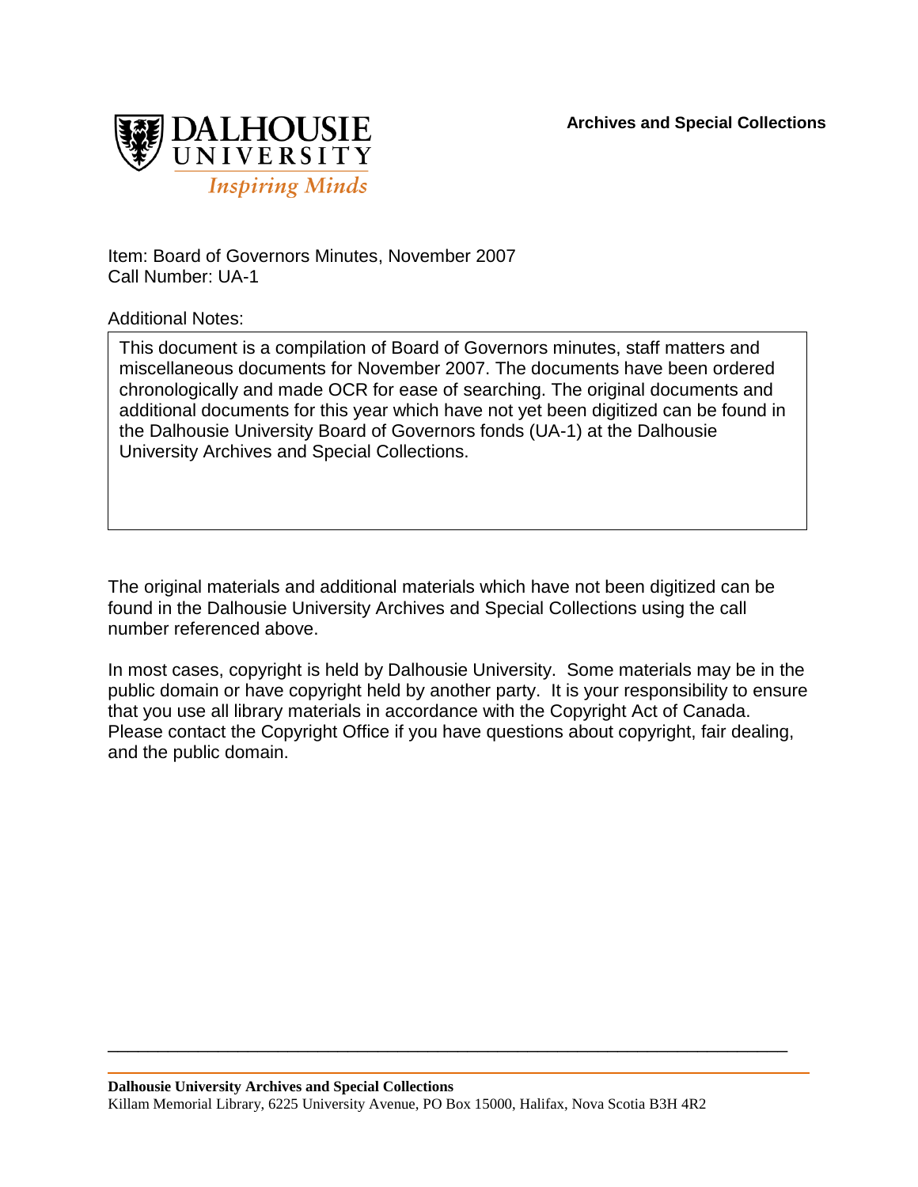**Archives and Special Collections**

DALHOUSIE UNIVERSITY
*Inspiring Minds*

Item: Board of Governors Minutes, November 2007
Call Number: UA-1

Additional Notes:

This document is a compilation of Board of Governors minutes, staff matters and miscellaneous documents for November 2007. The documents have been ordered chronologically and made OCR for ease of searching. The original documents and additional documents for this year which have not yet been digitized can be found in the Dalhousie University Board of Governors fonds (UA-1) at the Dalhousie University Archives and Special Collections.

The original materials and additional materials which have not been digitized can be found in the Dalhousie University Archives and Special Collections using the call number referenced above.

In most cases, copyright is held by Dalhousie University. Some materials may be in the public domain or have copyright held by another party. It is your responsibility to ensure that you use all library materials in accordance with the Copyright Act of Canada. Please contact the Copyright Office if you have questions about copyright, fair dealing, and the public domain.

**Dalhousie University Archives and Special Collections**
Killam Memorial Library, 6225 University Avenue, PO Box 15000, Halifax, Nova Scotia B3H 4R2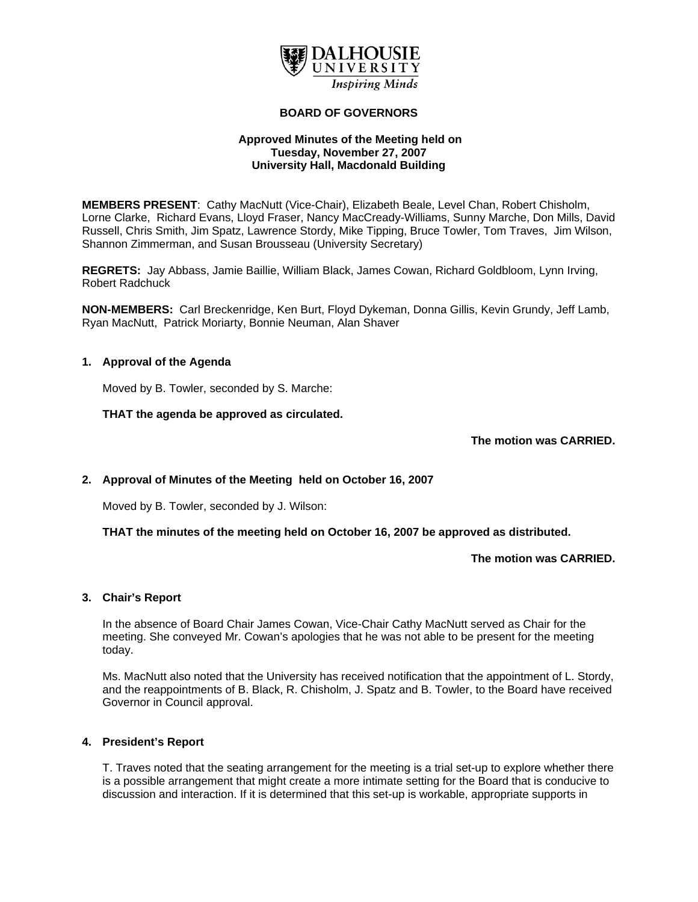DALHOUSIE UNIVERSITY
*Inspiring Minds*

**BOARD OF GOVERNORS**

**Approved Minutes of the Meeting held on**
**Tuesday, November 27, 2007**
**University Hall, Macdonald Building**

**MEMBERS PRESENT**: Cathy MacNutt (Vice-Chair), Elizabeth Beale, Level Chan, Robert Chisholm, Lorne Clarke, Richard Evans, Lloyd Fraser, Nancy MacCready-Williams, Sunny Marche, Don Mills, David Russell, Chris Smith, Jim Spatz, Lawrence Stordy, Mike Tipping, Bruce Towler, Tom Traves, Jim Wilson, Shannon Zimmerman, and Susan Brousseau (University Secretary)

**REGRETS:** Jay Abbass, Jamie Baillie, William Black, James Cowan, Richard Goldbloom, Lynn Irving, Robert Radchuck

**NON-MEMBERS:** Carl Breckenridge, Ken Burt, Floyd Dykeman, Donna Gillis, Kevin Grundy, Jeff Lamb, Ryan MacNutt, Patrick Moriarty, Bonnie Neuman, Alan Shaver

## 1. Approval of the Agenda

Moved by B. Towler, seconded by S. Marche:

**THAT the agenda be approved as circulated.**

**The motion was CARRIED.**

## 2. Approval of Minutes of the Meeting held on October 16, 2007

Moved by B. Towler, seconded by J. Wilson:

**THAT the minutes of the meeting held on October 16, 2007 be approved as distributed.**

**The motion was CARRIED.**

## 3. Chair's Report

In the absence of Board Chair James Cowan, Vice-Chair Cathy MacNutt served as Chair for the meeting. She conveyed Mr. Cowan's apologies that he was not able to be present for the meeting today.

Ms. MacNutt also noted that the University has received notification that the appointment of L. Stordy, and the reappointments of B. Black, R. Chisholm, J. Spatz and B. Towler, to the Board have received Governor in Council approval.

## 4. President's Report

T. Traves noted that the seating arrangement for the meeting is a trial set-up to explore whether there is a possible arrangement that might create a more intimate setting for the Board that is conducive to discussion and interaction. If it is determined that this set-up is workable, appropriate supports in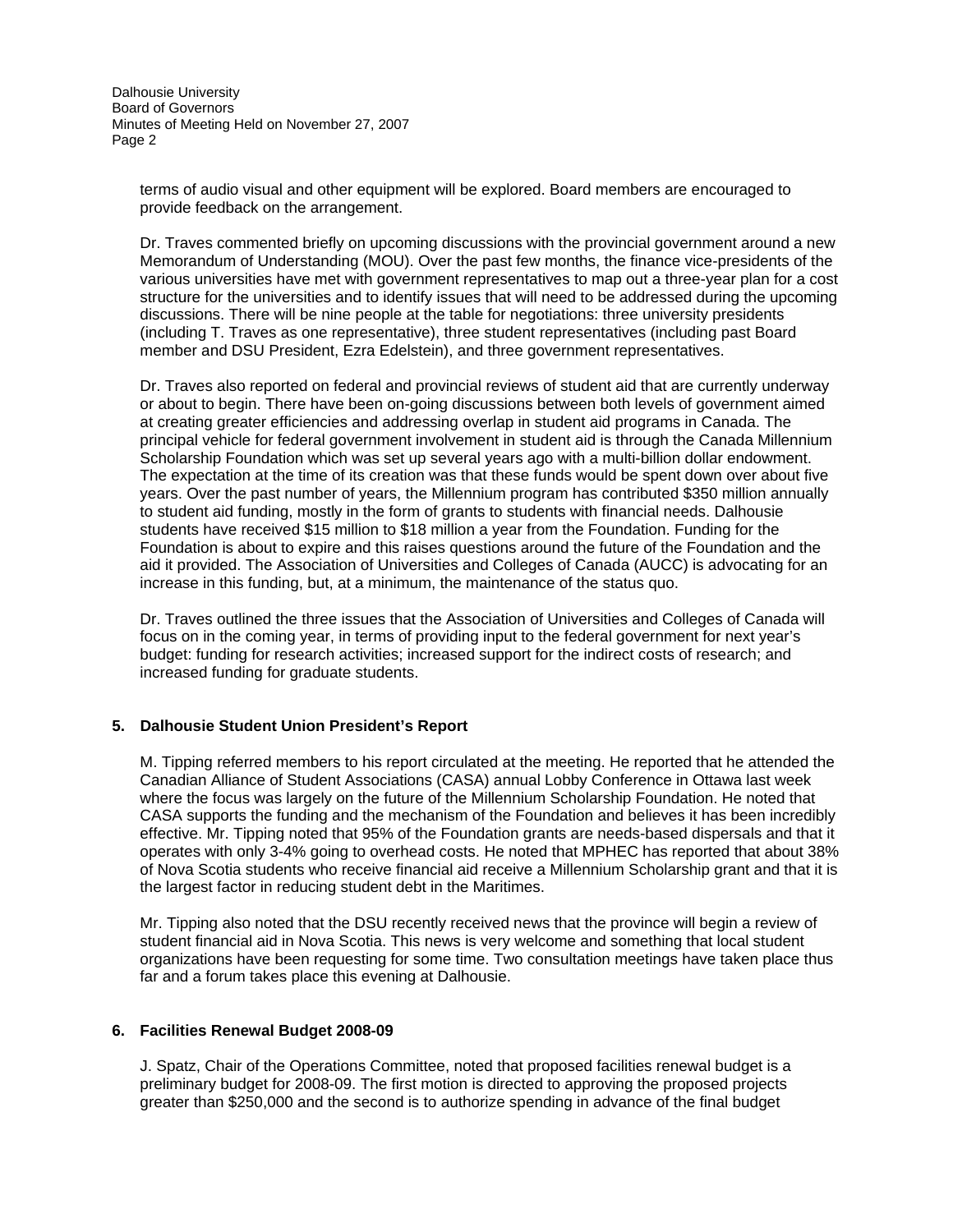terms of audio visual and other equipment will be explored. Board members are encouraged to provide feedback on the arrangement.

Dr. Traves commented briefly on upcoming discussions with the provincial government around a new Memorandum of Understanding (MOU). Over the past few months, the finance vice-presidents of the various universities have met with government representatives to map out a three-year plan for a cost structure for the universities and to identify issues that will need to be addressed during the upcoming discussions. There will be nine people at the table for negotiations: three university presidents (including T. Traves as one representative), three student representatives (including past Board member and DSU President, Ezra Edelstein), and three government representatives.

Dr. Traves also reported on federal and provincial reviews of student aid that are currently underway or about to begin. There have been on-going discussions between both levels of government aimed at creating greater efficiencies and addressing overlap in student aid programs in Canada. The principal vehicle for federal government involvement in student aid is through the Canada Millennium Scholarship Foundation which was set up several years ago with a multi-billion dollar endowment. The expectation at the time of its creation was that these funds would be spent down over about five years. Over the past number of years, the Millennium program has contributed $350 million annually to student aid funding, mostly in the form of grants to students with financial needs. Dalhousie students have received $15 million to $18 million a year from the Foundation. Funding for the Foundation is about to expire and this raises questions around the future of the Foundation and the aid it provided. The Association of Universities and Colleges of Canada (AUCC) is advocating for an increase in this funding, but, at a minimum, the maintenance of the status quo.

Dr. Traves outlined the three issues that the Association of Universities and Colleges of Canada will focus on in the coming year, in terms of providing input to the federal government for next year's budget: funding for research activities; increased support for the indirect costs of research; and increased funding for graduate students.

## 5. Dalhousie Student Union President's Report

M. Tipping referred members to his report circulated at the meeting. He reported that he attended the Canadian Alliance of Student Associations (CASA) annual Lobby Conference in Ottawa last week where the focus was largely on the future of the Millennium Scholarship Foundation. He noted that CASA supports the funding and the mechanism of the Foundation and believes it has been incredibly effective. Mr. Tipping noted that 95% of the Foundation grants are needs-based dispersals and that it operates with only 3-4% going to overhead costs. He noted that MPHEC has reported that about 38% of Nova Scotia students who receive financial aid receive a Millennium Scholarship grant and that it is the largest factor in reducing student debt in the Maritimes.

Mr. Tipping also noted that the DSU recently received news that the province will begin a review of student financial aid in Nova Scotia. This news is very welcome and something that local student organizations have been requesting for some time. Two consultation meetings have taken place thus far and a forum takes place this evening at Dalhousie.

## 6. Facilities Renewal Budget 2008-09

J. Spatz, Chair of the Operations Committee, noted that proposed facilities renewal budget is a preliminary budget for 2008-09. The first motion is directed to approving the proposed projects greater than $250,000 and the second is to authorize spending in advance of the final budget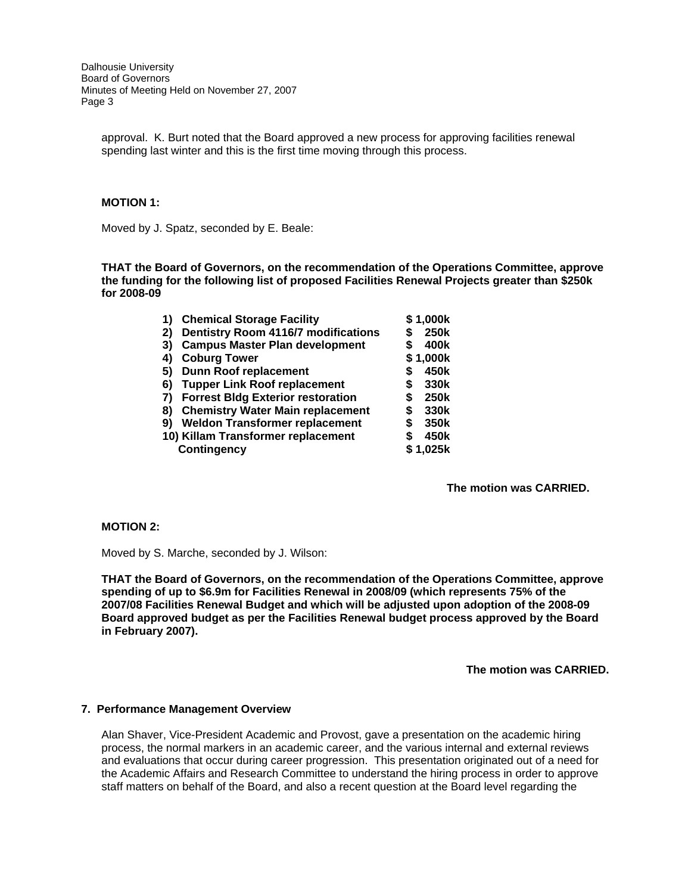approval. K. Burt noted that the Board approved a new process for approving facilities renewal spending last winter and this is the first time moving through this process.

**MOTION 1:**

Moved by J. Spatz, seconded by E. Beale:

**THAT the Board of Governors, on the recommendation of the Operations Committee, approve the funding for the following list of proposed Facilities Renewal Projects greater than $250k for 2008-09**

| | |
|---|---|
| **1) Chemical Storage Facility** | **$ 1,000k** |
| **2) Dentistry Room 4116/7 modifications** | **$ 250k** |
| **3) Campus Master Plan development** | **$ 400k** |
| **4) Coburg Tower** | **$ 1,000k** |
| **5) Dunn Roof replacement** | **$ 450k** |
| **6) Tupper Link Roof replacement** | **$ 330k** |
| **7) Forrest Bldg Exterior restoration** | **$ 250k** |
| **8) Chemistry Water Main replacement** | **$ 330k** |
| **9) Weldon Transformer replacement** | **$ 350k** |
| **10) Killam Transformer replacement** | **$ 450k** |
| **Contingency** | **$ 1,025k** |

**The motion was CARRIED.**

**MOTION 2:**

Moved by S. Marche, seconded by J. Wilson:

**THAT the Board of Governors, on the recommendation of the Operations Committee, approve spending of up to $6.9m for Facilities Renewal in 2008/09 (which represents 75% of the 2007/08 Facilities Renewal Budget and which will be adjusted upon adoption of the 2008-09 Board approved budget as per the Facilities Renewal budget process approved by the Board in February 2007).**

**The motion was CARRIED.**

## 7. Performance Management Overview

Alan Shaver, Vice-President Academic and Provost, gave a presentation on the academic hiring process, the normal markers in an academic career, and the various internal and external reviews and evaluations that occur during career progression. This presentation originated out of a need for the Academic Affairs and Research Committee to understand the hiring process in order to approve staff matters on behalf of the Board, and also a recent question at the Board level regarding the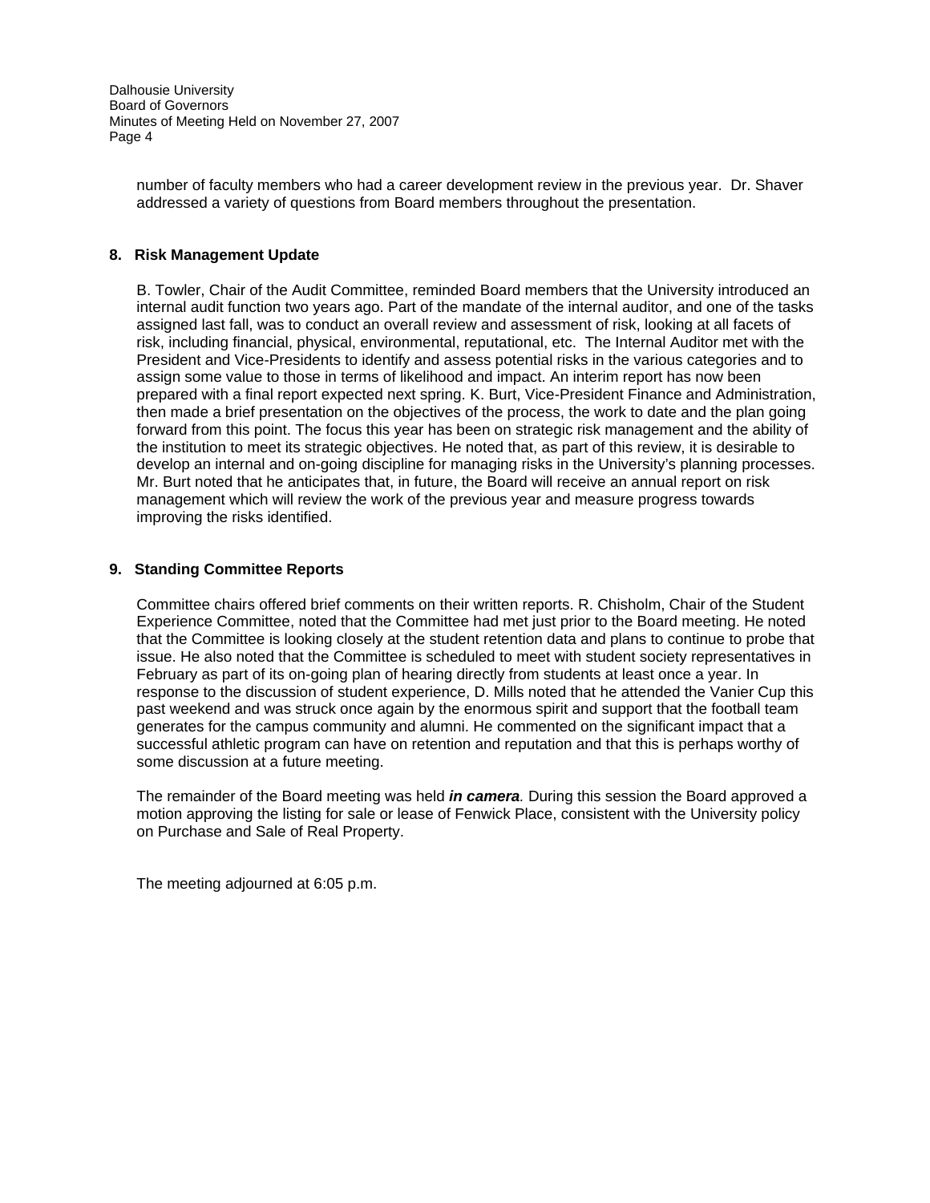number of faculty members who had a career development review in the previous year. Dr. Shaver addressed a variety of questions from Board members throughout the presentation.

## 8. Risk Management Update

B. Towler, Chair of the Audit Committee, reminded Board members that the University introduced an internal audit function two years ago. Part of the mandate of the internal auditor, and one of the tasks assigned last fall, was to conduct an overall review and assessment of risk, looking at all facets of risk, including financial, physical, environmental, reputational, etc. The Internal Auditor met with the President and Vice-Presidents to identify and assess potential risks in the various categories and to assign some value to those in terms of likelihood and impact. An interim report has now been prepared with a final report expected next spring. K. Burt, Vice-President Finance and Administration, then made a brief presentation on the objectives of the process, the work to date and the plan going forward from this point. The focus this year has been on strategic risk management and the ability of the institution to meet its strategic objectives. He noted that, as part of this review, it is desirable to develop an internal and on-going discipline for managing risks in the University's planning processes. Mr. Burt noted that he anticipates that, in future, the Board will receive an annual report on risk management which will review the work of the previous year and measure progress towards improving the risks identified.

## 9. Standing Committee Reports

Committee chairs offered brief comments on their written reports. R. Chisholm, Chair of the Student Experience Committee, noted that the Committee had met just prior to the Board meeting. He noted that the Committee is looking closely at the student retention data and plans to continue to probe that issue. He also noted that the Committee is scheduled to meet with student society representatives in February as part of its on-going plan of hearing directly from students at least once a year. In response to the discussion of student experience, D. Mills noted that he attended the Vanier Cup this past weekend and was struck once again by the enormous spirit and support that the football team generates for the campus community and alumni. He commented on the significant impact that a successful athletic program can have on retention and reputation and that this is perhaps worthy of some discussion at a future meeting.

The remainder of the Board meeting was held ***in camera***. During this session the Board approved a motion approving the listing for sale or lease of Fenwick Place, consistent with the University policy on Purchase and Sale of Real Property.

The meeting adjourned at 6:05 p.m.